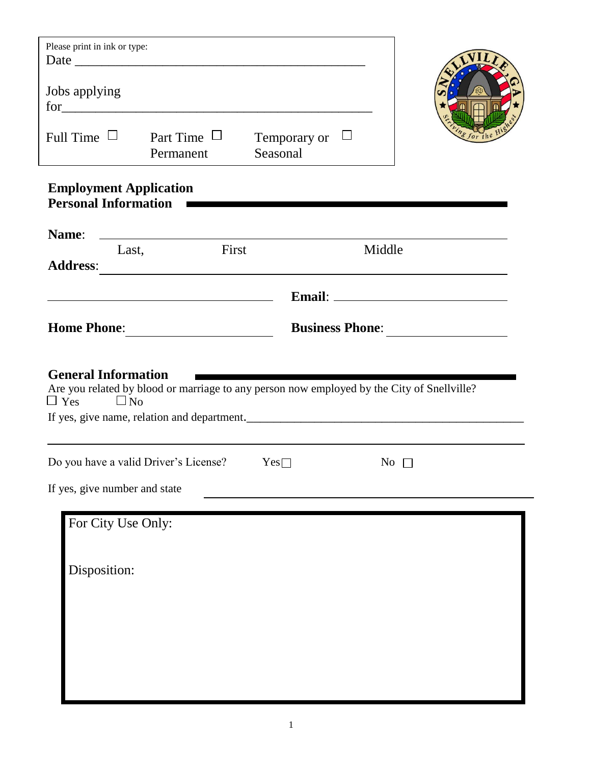Please print in ink or type:

Date ____________________________________________

Jobs applying for ________________________________________

Full Time ☐ Part Time Permanent ☐ Temporary or Seasonal ☐

## Employment Application

### Personal Information

**Name**: ____________________________________________

Last, First Middle

**Address**: ____________________________________________

____________________________________ **Email**: ____________________

**Home Phone**: ____________________ **Business Phone**: ____________________

### General Information

Are you related by blood or marriage to any person now employed by the City of Snellville?

☐ Yes ☐ No

If yes, give name, relation and department. ____________________________________________

____________________________________________

Do you have a valid Driver's License? Yes ☐ No ☐

If yes, give number and state ____________________________________________

For City Use Only:

Disposition: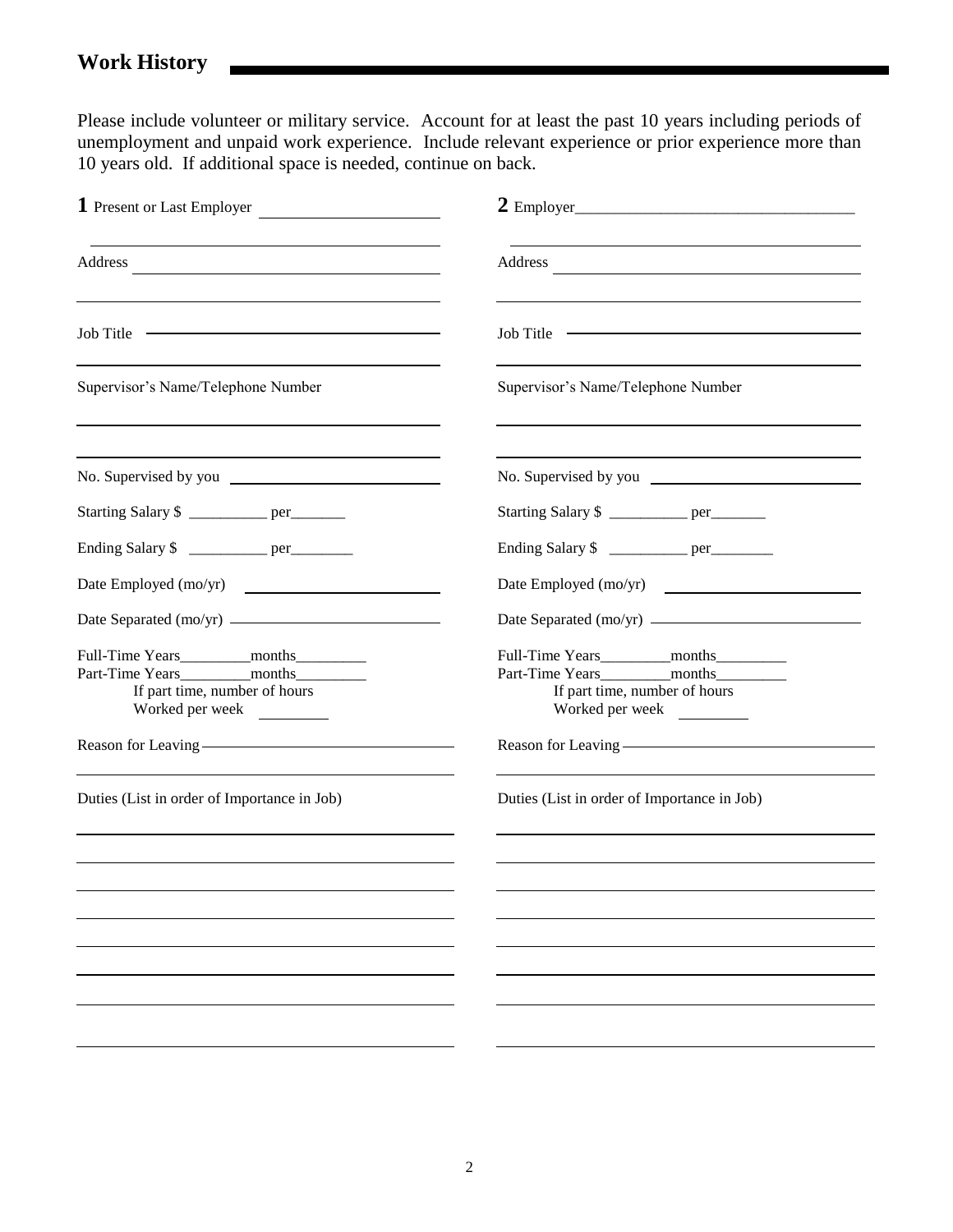## Work History

Please include volunteer or military service. Account for at least the past 10 years including periods of unemployment and unpaid work experience. Include relevant experience or prior experience more than 10 years old. If additional space is needed, continue on back.

**1** Present or Last Employer ____________________

____________________

Address ____________________

____________________

Job Title ____________________

____________________

Supervisor's Name/Telephone Number

____________________

____________________

No. Supervised by you ____________________

Starting Salary $ __________ per_______

Ending Salary $ __________ per________

Date Employed (mo/yr) ____________________

Date Separated (mo/yr) ____________________

Full-Time Years_________months_________
Part-Time Years_________months_________
If part time, number of hours
Worked per week ________

Reason for Leaving ____________________

____________________

Duties (List in order of Importance in Job)

____________________

____________________

____________________

____________________

____________________

____________________

____________________

____________________

**2** Employer____________________

____________________

Address ____________________

____________________

Job Title ____________________

____________________

Supervisor's Name/Telephone Number

____________________

____________________

No. Supervised by you ____________________

Starting Salary $ __________ per_______

Ending Salary $ __________ per________

Date Employed (mo/yr) ____________________

Date Separated (mo/yr) ____________________

Full-Time Years_________months_________
Part-Time Years_________months_________
If part time, number of hours
Worked per week ________

Reason for Leaving ____________________

____________________

Duties (List in order of Importance in Job)

____________________

____________________

____________________

____________________

____________________

____________________

____________________

____________________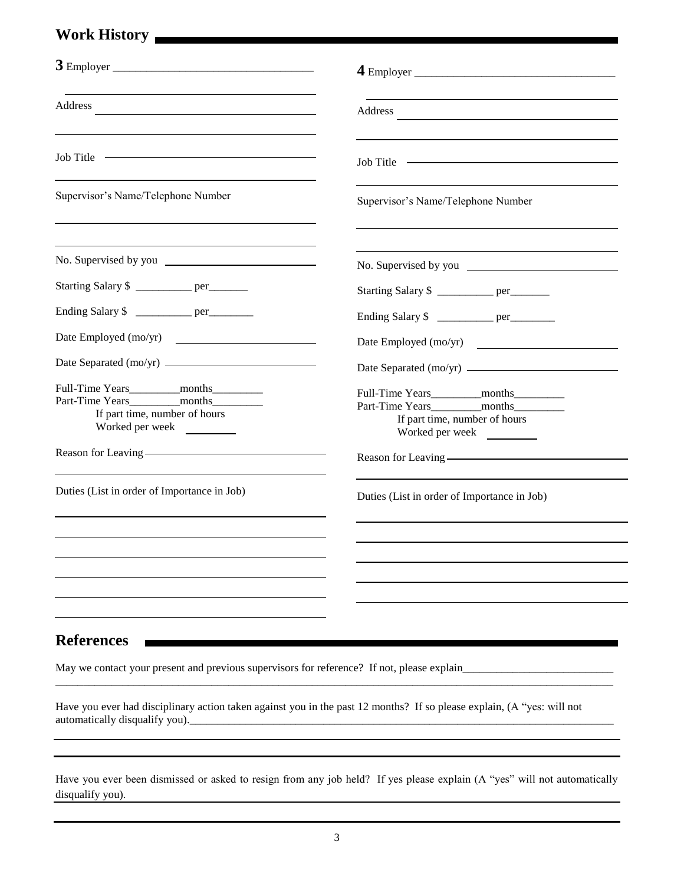## Work History

**3** Employer ___________________________________

Address ___________________________________

Job Title ___________________________________

Supervisor's Name/Telephone Number

___________________________________

No. Supervised by you ___________________________________

Starting Salary $ __________ per_______

Ending Salary $ __________ per________

Date Employed (mo/yr) ___________________________________

Date Separated (mo/yr) ___________________________________

Full-Time Years_________months_________
Part-Time Years_________months_________
If part time, number of hours
Worked per week _________

Reason for Leaving ___________________________________

Duties (List in order of Importance in Job)

___________________________________

**4** Employer ___________________________________

Address ___________________________________

Job Title ___________________________________

Supervisor's Name/Telephone Number

___________________________________

No. Supervised by you ___________________________________

Starting Salary $ __________ per_______

Ending Salary $ __________ per________

Date Employed (mo/yr) ___________________________________

Date Separated (mo/yr) ___________________________________

Full-Time Years_________months_________
Part-Time Years_________months_________
If part time, number of hours
Worked per week _________

Reason for Leaving ___________________________________

Duties (List in order of Importance in Job)

___________________________________

## References

May we contact your present and previous supervisors for reference? If not, please explain___________________________

Have you ever had disciplinary action taken against you in the past 12 months? If so please explain, (A "yes: will not automatically disqualify you).___________________________

Have you ever been dismissed or asked to resign from any job held? If yes please explain (A "yes" will not automatically disqualify you).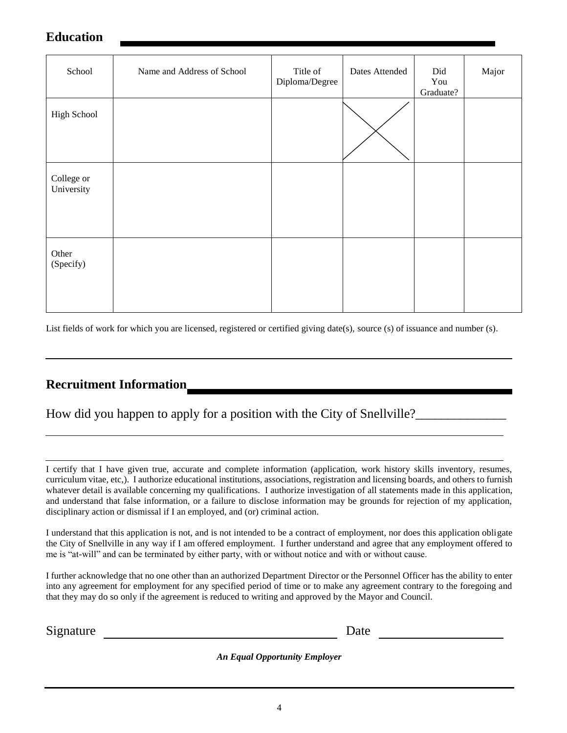## Education

| School | Name and Address of School | Title of Diploma/Degree | Dates Attended | Did You Graduate? | Major |
| --- | --- | --- | --- | --- | --- |
| High School | | | X | | |
| College or University | | | | | |
| Other (Specify) | | | | | |

List fields of work for which you are licensed, registered or certified giving date(s), source (s) of issuance and number (s).

## Recruitment Information

How did you happen to apply for a position with the City of Snellville?______________

I certify that I have given true, accurate and complete information (application, work history skills inventory, resumes, curriculum vitae, etc,). I authorize educational institutions, associations, registration and licensing boards, and others to furnish whatever detail is available concerning my qualifications. I authorize investigation of all statements made in this application, and understand that false information, or a failure to disclose information may be grounds for rejection of my application, disciplinary action or dismissal if I an employed, and (or) criminal action.

I understand that this application is not, and is not intended to be a contract of employment, nor does this application obligate the City of Snellville in any way if I am offered employment. I further understand and agree that any employment offered to me is "at-will" and can be terminated by either party, with or without notice and with or without cause.

I further acknowledge that no one other than an authorized Department Director or the Personnel Officer has the ability to enter into any agreement for employment for any specified period of time or to make any agreement contrary to the foregoing and that they may do so only if the agreement is reduced to writing and approved by the Mayor and Council.

Signature ______________________________ Date ____________________

***An Equal Opportunity Employer***